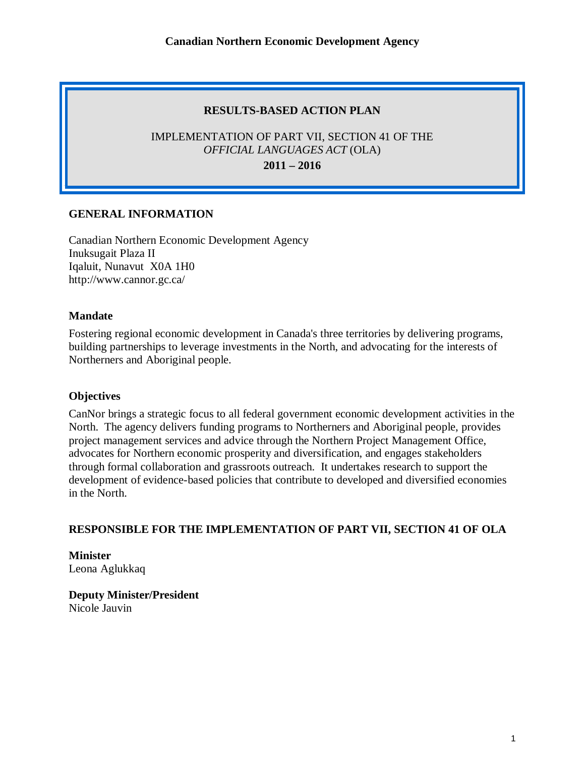**Canadian Northern Economic Development Agency**

# RESULTS-BASED ACTION PLAN

IMPLEMENTATION OF PART VII, SECTION 41 OF THE *OFFICIAL LANGUAGES ACT* (OLA)

**2011 – 2016**

## GENERAL INFORMATION

Canadian Northern Economic Development Agency
Inuksugait Plaza II
Iqaluit, Nunavut X0A 1H0
http://www.cannor.gc.ca/

### Mandate

Fostering regional economic development in Canada's three territories by delivering programs, building partnerships to leverage investments in the North, and advocating for the interests of Northerners and Aboriginal people.

### Objectives

CanNor brings a strategic focus to all federal government economic development activities in the North. The agency delivers funding programs to Northerners and Aboriginal people, provides project management services and advice through the Northern Project Management Office, advocates for Northern economic prosperity and diversification, and engages stakeholders through formal collaboration and grassroots outreach. It undertakes research to support the development of evidence-based policies that contribute to developed and diversified economies in the North.

## RESPONSIBLE FOR THE IMPLEMENTATION OF PART VII, SECTION 41 OF OLA

**Minister**
Leona Aglukkaq

**Deputy Minister/President**
Nicole Jauvin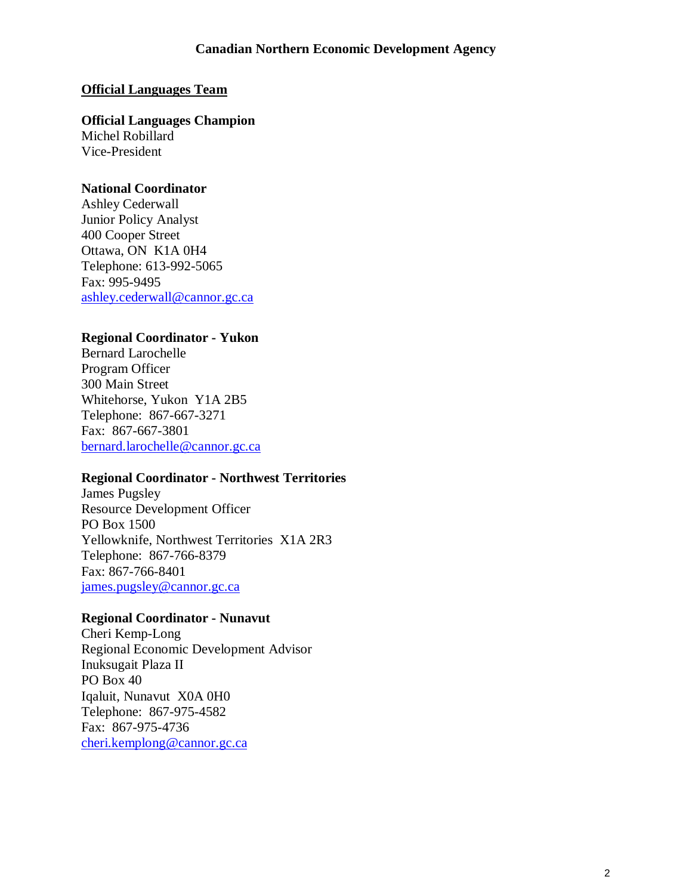**Canadian Northern Economic Development Agency**

## Official Languages Team

**Official Languages Champion**
Michel Robillard
Vice-President

**National Coordinator**
Ashley Cederwall
Junior Policy Analyst
400 Cooper Street
Ottawa, ON  K1A 0H4
Telephone: 613-992-5065
Fax: 995-9495
ashley.cederwall@cannor.gc.ca

**Regional Coordinator - Yukon**
Bernard Larochelle
Program Officer
300 Main Street
Whitehorse, Yukon  Y1A 2B5
Telephone:  867-667-3271
Fax:  867-667-3801
bernard.larochelle@cannor.gc.ca

**Regional Coordinator - Northwest Territories**
James Pugsley
Resource Development Officer
PO Box 1500
Yellowknife, Northwest Territories  X1A 2R3
Telephone:  867-766-8379
Fax: 867-766-8401
james.pugsley@cannor.gc.ca

**Regional Coordinator - Nunavut**
Cheri Kemp-Long
Regional Economic Development Advisor
Inuksugait Plaza II
PO Box 40
Iqaluit, Nunavut  X0A 0H0
Telephone:  867-975-4582
Fax:  867-975-4736
cheri.kemplong@cannor.gc.ca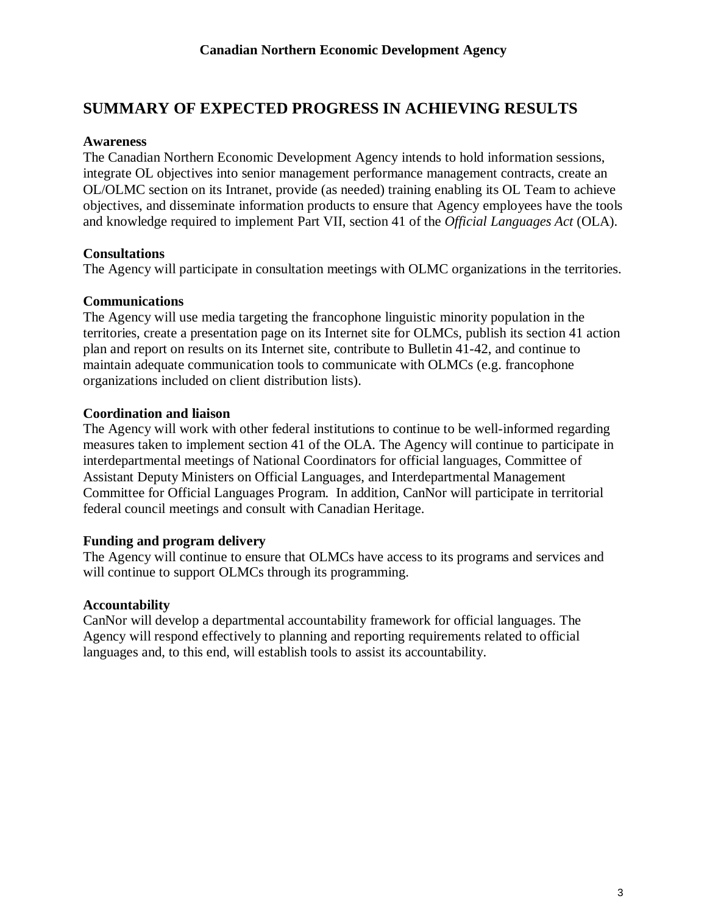## SUMMARY OF EXPECTED PROGRESS IN ACHIEVING RESULTS

**Awareness**
The Canadian Northern Economic Development Agency intends to hold information sessions, integrate OL objectives into senior management performance management contracts, create an OL/OLMC section on its Intranet, provide (as needed) training enabling its OL Team to achieve objectives, and disseminate information products to ensure that Agency employees have the tools and knowledge required to implement Part VII, section 41 of the *Official Languages Act* (OLA).

**Consultations**
The Agency will participate in consultation meetings with OLMC organizations in the territories.

**Communications**
The Agency will use media targeting the francophone linguistic minority population in the territories, create a presentation page on its Internet site for OLMCs, publish its section 41 action plan and report on results on its Internet site, contribute to Bulletin 41-42, and continue to maintain adequate communication tools to communicate with OLMCs (e.g. francophone organizations included on client distribution lists).

**Coordination and liaison**
The Agency will work with other federal institutions to continue to be well-informed regarding measures taken to implement section 41 of the OLA. The Agency will continue to participate in interdepartmental meetings of National Coordinators for official languages, Committee of Assistant Deputy Ministers on Official Languages, and Interdepartmental Management Committee for Official Languages Program. In addition, CanNor will participate in territorial federal council meetings and consult with Canadian Heritage.

**Funding and program delivery**
The Agency will continue to ensure that OLMCs have access to its programs and services and will continue to support OLMCs through its programming.

**Accountability**
CanNor will develop a departmental accountability framework for official languages. The Agency will respond effectively to planning and reporting requirements related to official languages and, to this end, will establish tools to assist its accountability.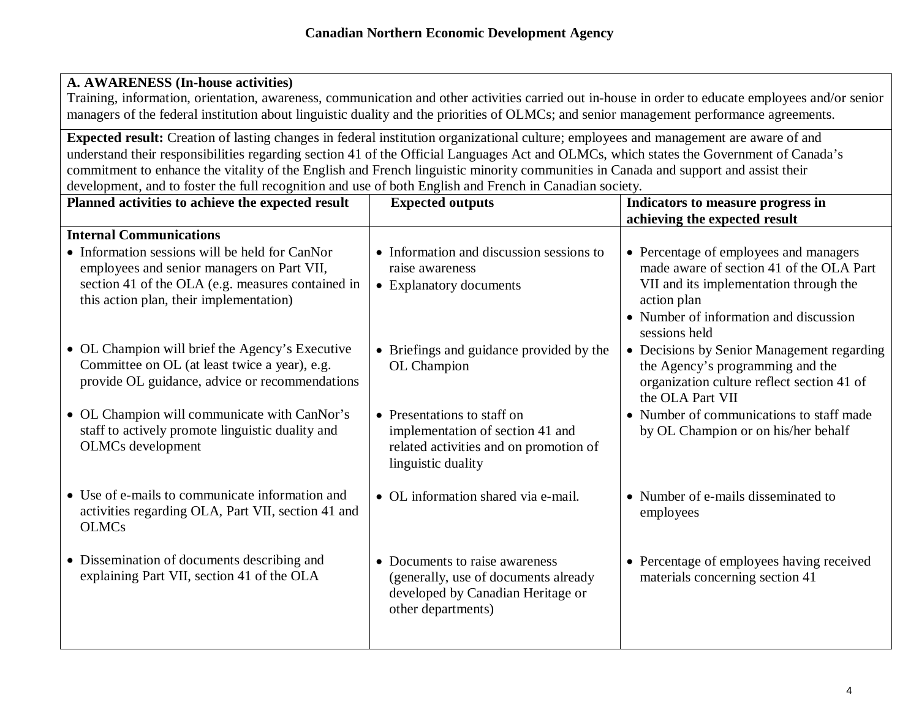# Canadian Northern Economic Development Agency

| **A. AWARENESS (In-house activities)**<br>Training, information, orientation, awareness, communication and other activities carried out in-house in order to educate employees and/or senior managers of the federal institution about linguistic duality and the priorities of OLMCs; and senior management performance agreements. | | |
|---|---|---|
| **Expected result:** Creation of lasting changes in federal institution organizational culture; employees and management are aware of and understand their responsibilities regarding section 41 of the Official Languages Act and OLMCs, which states the Government of Canada's commitment to enhance the vitality of the English and French linguistic minority communities in Canada and support and assist their development, and to foster the full recognition and use of both English and French in Canadian society. | | |
| **Planned activities to achieve the expected result** | **Expected outputs** | **Indicators to measure progress in achieving the expected result** |
| **Internal Communications**<br>• Information sessions will be held for CanNor employees and senior managers on Part VII, section 41 of the OLA (e.g. measures contained in this action plan, their implementation) | • Information and discussion sessions to raise awareness<br>• Explanatory documents | • Percentage of employees and managers made aware of section 41 of the OLA Part VII and its implementation through the action plan<br>• Number of information and discussion sessions held |
| • OL Champion will brief the Agency's Executive Committee on OL (at least twice a year), e.g. provide OL guidance, advice or recommendations | • Briefings and guidance provided by the OL Champion | • Decisions by Senior Management regarding the Agency's programming and the organization culture reflect section 41 of the OLA Part VII |
| • OL Champion will communicate with CanNor's staff to actively promote linguistic duality and OLMCs development | • Presentations to staff on implementation of section 41 and related activities and on promotion of linguistic duality | • Number of communications to staff made by OL Champion or on his/her behalf |
| • Use of e-mails to communicate information and activities regarding OLA, Part VII, section 41 and OLMCs | • OL information shared via e-mail. | • Number of e-mails disseminated to employees |
| • Dissemination of documents describing and explaining Part VII, section 41 of the OLA | • Documents to raise awareness (generally, use of documents already developed by Canadian Heritage or other departments) | • Percentage of employees having received materials concerning section 41 |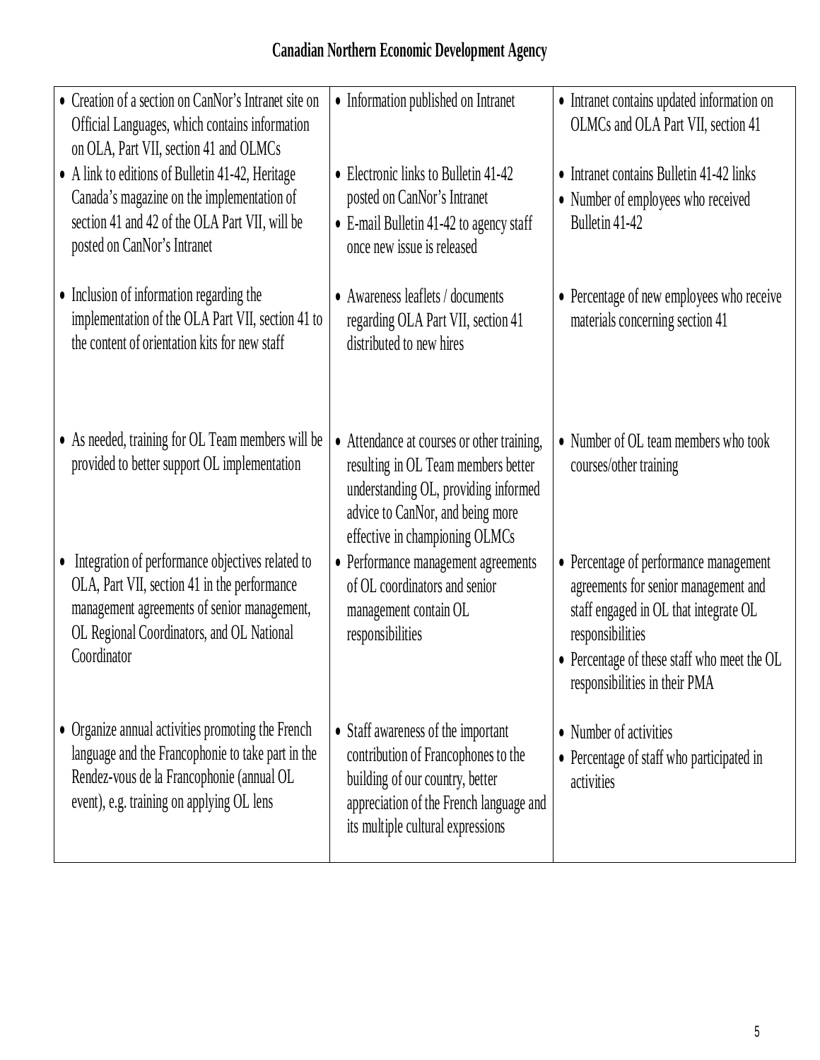## Canadian Northern Economic Development Agency

| | | |
|---|---|---|
| • Creation of a section on CanNor's Intranet site on Official Languages, which contains information on OLA, Part VII, section 41 and OLMCs<br>• A link to editions of Bulletin 41-42, Heritage Canada's magazine on the implementation of section 41 and 42 of the OLA Part VII, will be posted on CanNor's Intranet | • Information published on Intranet<br>• Electronic links to Bulletin 41-42 posted on CanNor's Intranet<br>• E-mail Bulletin 41-42 to agency staff once new issue is released | • Intranet contains updated information on OLMCs and OLA Part VII, section 41<br>• Intranet contains Bulletin 41-42 links<br>• Number of employees who received Bulletin 41-42 |
| • Inclusion of information regarding the implementation of the OLA Part VII, section 41 to the content of orientation kits for new staff | • Awareness leaflets / documents regarding OLA Part VII, section 41 distributed to new hires | • Percentage of new employees who receive materials concerning section 41 |
| • As needed, training for OL Team members will be provided to better support OL implementation | • Attendance at courses or other training, resulting in OL Team members better understanding OL, providing informed advice to CanNor, and being more effective in championing OLMCs | • Number of OL team members who took courses/other training |
| • Integration of performance objectives related to OLA, Part VII, section 41 in the performance management agreements of senior management, OL Regional Coordinators, and OL National Coordinator | • Performance management agreements of OL coordinators and senior management contain OL responsibilities | • Percentage of performance management agreements for senior management and staff engaged in OL that integrate OL responsibilities<br>• Percentage of these staff who meet the OL responsibilities in their PMA |
| • Organize annual activities promoting the French language and the Francophonie to take part in the Rendez-vous de la Francophonie (annual OL event), e.g. training on applying OL lens | • Staff awareness of the important contribution of Francophones to the building of our country, better appreciation of the French language and its multiple cultural expressions | • Number of activities<br>• Percentage of staff who participated in activities |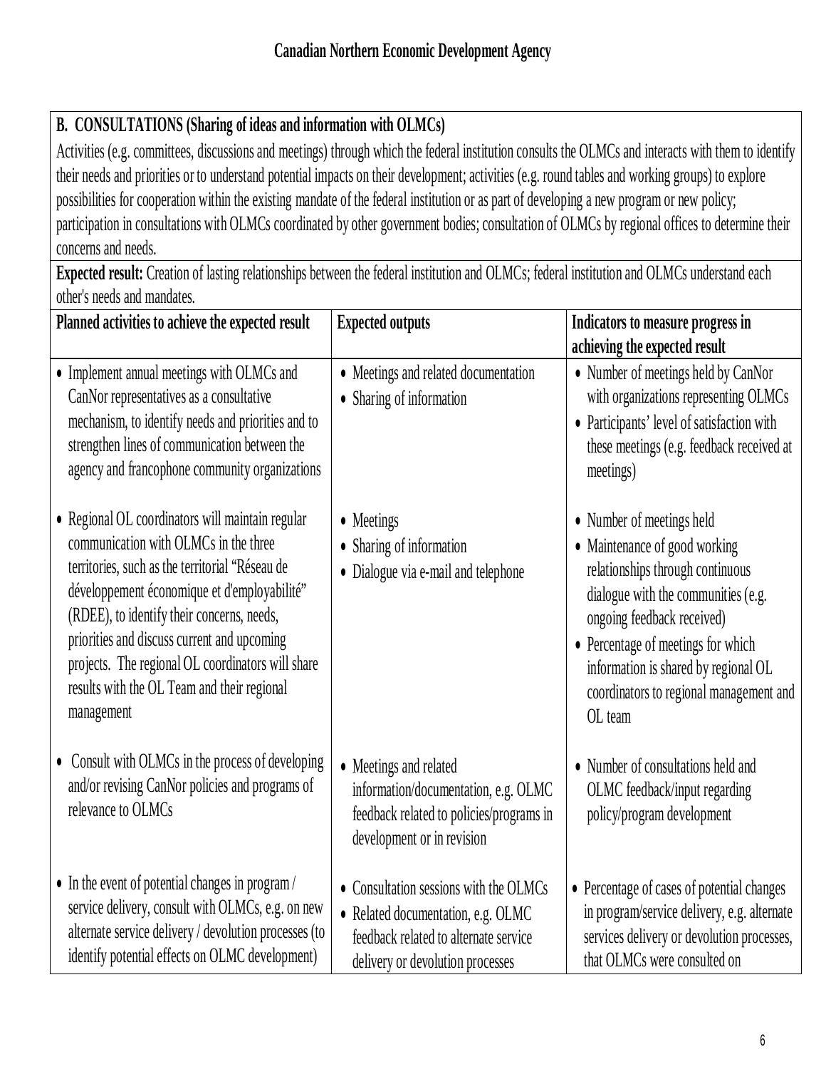## Canadian Northern Economic Development Agency

**B. CONSULTATIONS (Sharing of ideas and information with OLMCs)**

Activities (e.g. committees, discussions and meetings) through which the federal institution consults the OLMCs and interacts with them to identify their needs and priorities or to understand potential impacts on their development; activities (e.g. round tables and working groups) to explore possibilities for cooperation within the existing mandate of the federal institution or as part of developing a new program or new policy; participation in consultations with OLMCs coordinated by other government bodies; consultation of OLMCs by regional offices to determine their concerns and needs.

**Expected result:** Creation of lasting relationships between the federal institution and OLMCs; federal institution and OLMCs understand each other's needs and mandates.

| Planned activities to achieve the expected result | Expected outputs | Indicators to measure progress in achieving the expected result |
|---|---|---|
| • Implement annual meetings with OLMCs and CanNor representatives as a consultative mechanism, to identify needs and priorities and to strengthen lines of communication between the agency and francophone community organizations | • Meetings and related documentation<br>• Sharing of information | • Number of meetings held by CanNor with organizations representing OLMCs<br>• Participants' level of satisfaction with these meetings (e.g. feedback received at meetings) |
| • Regional OL coordinators will maintain regular communication with OLMCs in the three territories, such as the territorial "Réseau de développement économique et d'employabilité" (RDEE), to identify their concerns, needs, priorities and discuss current and upcoming projects. The regional OL coordinators will share results with the OL Team and their regional management | • Meetings<br>• Sharing of information<br>• Dialogue via e-mail and telephone | • Number of meetings held<br>• Maintenance of good working relationships through continuous dialogue with the communities (e.g. ongoing feedback received)<br>• Percentage of meetings for which information is shared by regional OL coordinators to regional management and OL team |
| • Consult with OLMCs in the process of developing and/or revising CanNor policies and programs of relevance to OLMCs | • Meetings and related information/documentation, e.g. OLMC feedback related to policies/programs in development or in revision | • Number of consultations held and OLMC feedback/input regarding policy/program development |
| • In the event of potential changes in program / service delivery, consult with OLMCs, e.g. on new alternate service delivery / devolution processes (to identify potential effects on OLMC development) | • Consultation sessions with the OLMCs<br>• Related documentation, e.g. OLMC feedback related to alternate service delivery or devolution processes | • Percentage of cases of potential changes in program/service delivery, e.g. alternate services delivery or devolution processes, that OLMCs were consulted on |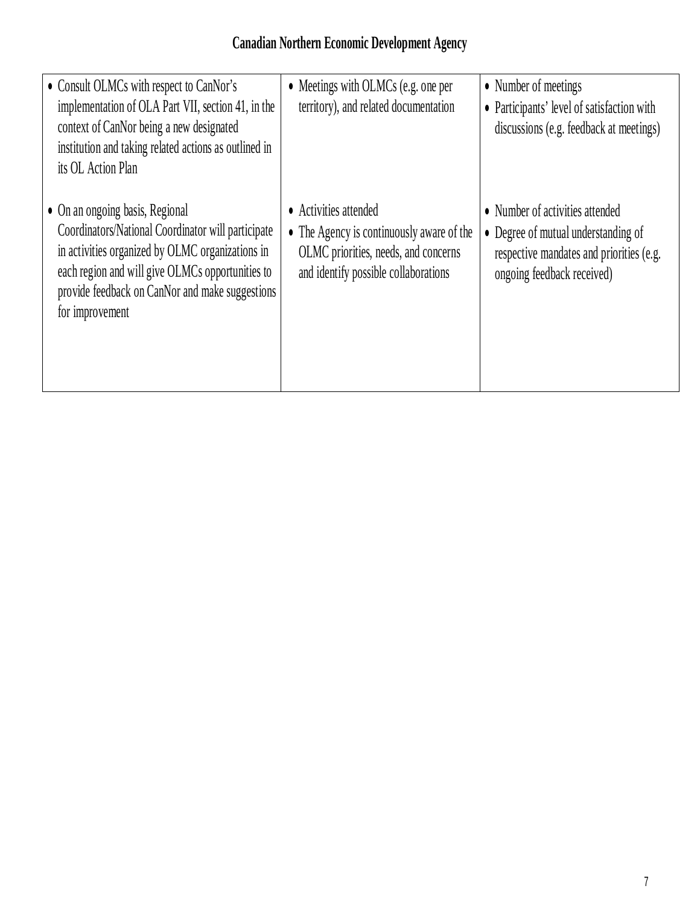| | | |
|---|---|---|
| • Consult OLMCs with respect to CanNor's implementation of OLA Part VII, section 41, in the context of CanNor being a new designated institution and taking related actions as outlined in its OL Action Plan | • Meetings with OLMCs (e.g. one per territory), and related documentation | • Number of meetings<br>• Participants' level of satisfaction with discussions (e.g. feedback at meetings) |
| • On an ongoing basis, Regional Coordinators/National Coordinator will participate in activities organized by OLMC organizations in each region and will give OLMCs opportunities to provide feedback on CanNor and make suggestions for improvement | • Activities attended<br>• The Agency is continuously aware of the OLMC priorities, needs, and concerns and identify possible collaborations | • Number of activities attended<br>• Degree of mutual understanding of respective mandates and priorities (e.g. ongoing feedback received) |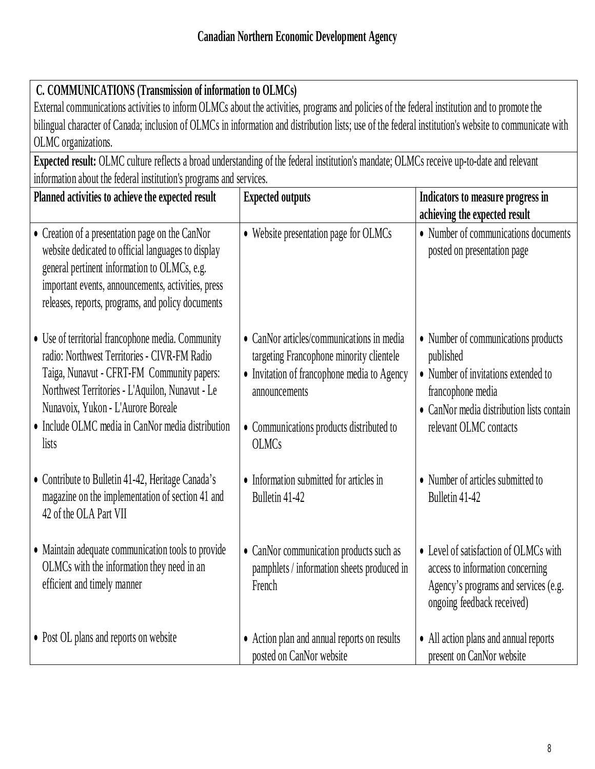| **C. COMMUNICATIONS (Transmission of information to OLMCs)**<br>External communications activities to inform OLMCs about the activities, programs and policies of the federal institution and to promote the bilingual character of Canada; inclusion of OLMCs in information and distribution lists; use of the federal institution's website to communicate with OLMC organizations.<br>**Expected result:** OLMC culture reflects a broad understanding of the federal institution's mandate; OLMCs receive up-to-date and relevant information about the federal institution's programs and services. | | |
|---|---|---|
| **Planned activities to achieve the expected result** | **Expected outputs** | **Indicators to measure progress in achieving the expected result** |
| • Creation of a presentation page on the CanNor website dedicated to official languages to display general pertinent information to OLMCs, e.g. important events, announcements, activities, press releases, reports, programs, and policy documents | • Website presentation page for OLMCs | • Number of communications documents posted on presentation page |
| • Use of territorial francophone media. Community radio: Northwest Territories - CIVR-FM Radio Taiga, Nunavut - CFRT-FM Community papers: Northwest Territories - L'Aquilon, Nunavut - Le Nunavoix, Yukon - L'Aurore Boreale<br>• Include OLMC media in CanNor media distribution lists | • CanNor articles/communications in media targeting Francophone minority clientele<br>• Invitation of francophone media to Agency announcements<br>• Communications products distributed to OLMCs | • Number of communications products published<br>• Number of invitations extended to francophone media<br>• CanNor media distribution lists contain relevant OLMC contacts |
| • Contribute to Bulletin 41-42, Heritage Canada's magazine on the implementation of section 41 and 42 of the OLA Part VII | • Information submitted for articles in Bulletin 41-42 | • Number of articles submitted to Bulletin 41-42 |
| • Maintain adequate communication tools to provide OLMCs with the information they need in an efficient and timely manner | • CanNor communication products such as pamphlets / information sheets produced in French | • Level of satisfaction of OLMCs with access to information concerning Agency's programs and services (e.g. ongoing feedback received) |
| • Post OL plans and reports on website | • Action plan and annual reports on results posted on CanNor website | • All action plans and annual reports present on CanNor website |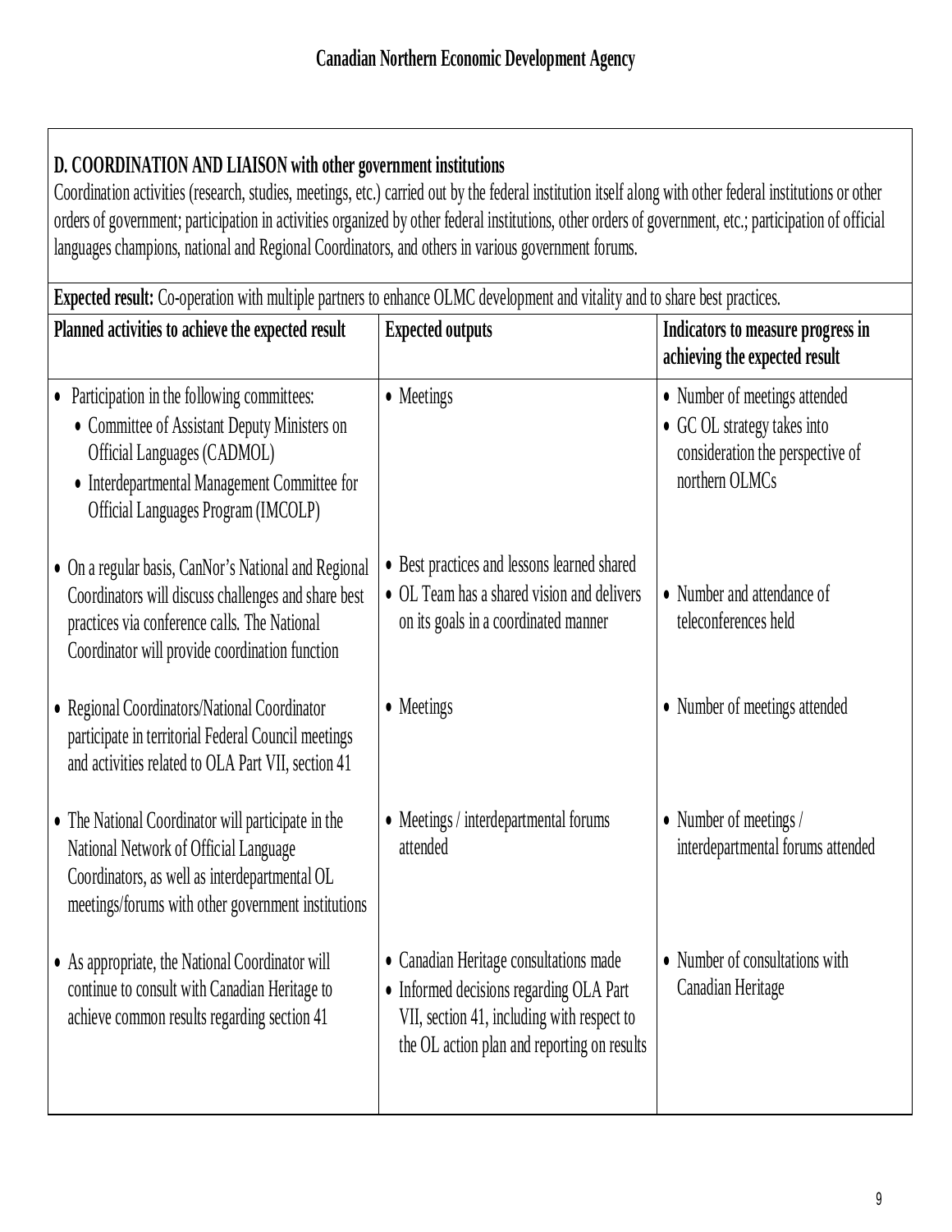**D. COORDINATION AND LIAISON with other government institutions**

Coordination activities (research, studies, meetings, etc.) carried out by the federal institution itself along with other federal institutions or other orders of government; participation in activities organized by other federal institutions, other orders of government, etc.; participation of official languages champions, national and Regional Coordinators, and others in various government forums.

**Expected result:** Co-operation with multiple partners to enhance OLMC development and vitality and to share best practices.

| Planned activities to achieve the expected result | Expected outputs | Indicators to measure progress in achieving the expected result |
|---|---|---|
| • Participation in the following committees:<br>• Committee of Assistant Deputy Ministers on Official Languages (CADMOL)<br>• Interdepartmental Management Committee for Official Languages Program (IMCOLP) | • Meetings | • Number of meetings attended<br>• GC OL strategy takes into consideration the perspective of northern OLMCs |
| • On a regular basis, CanNor's National and Regional Coordinators will discuss challenges and share best practices via conference calls. The National Coordinator will provide coordination function | • Best practices and lessons learned shared<br>• OL Team has a shared vision and delivers on its goals in a coordinated manner | • Number and attendance of teleconferences held |
| • Regional Coordinators/National Coordinator participate in territorial Federal Council meetings and activities related to OLA Part VII, section 41 | • Meetings | • Number of meetings attended |
| • The National Coordinator will participate in the National Network of Official Language Coordinators, as well as interdepartmental OL meetings/forums with other government institutions | • Meetings / interdepartmental forums attended | • Number of meetings / interdepartmental forums attended |
| • As appropriate, the National Coordinator will continue to consult with Canadian Heritage to achieve common results regarding section 41 | • Canadian Heritage consultations made<br>• Informed decisions regarding OLA Part VII, section 41, including with respect to the OL action plan and reporting on results | • Number of consultations with Canadian Heritage |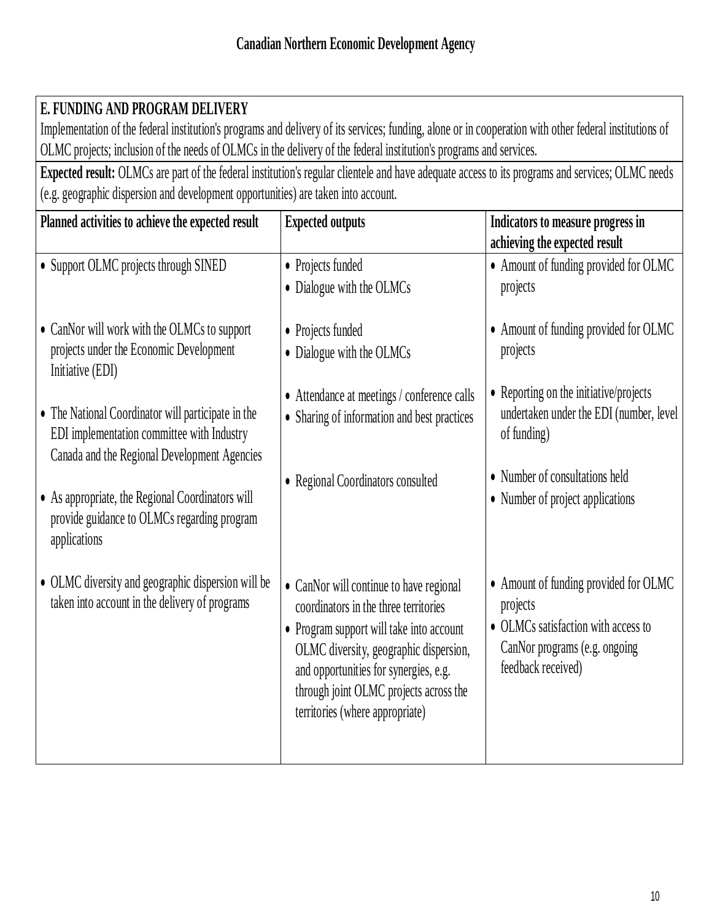**E. FUNDING AND PROGRAM DELIVERY**

Implementation of the federal institution's programs and delivery of its services; funding, alone or in cooperation with other federal institutions of OLMC projects; inclusion of the needs of OLMCs in the delivery of the federal institution's programs and services.

**Expected result:** OLMCs are part of the federal institution's regular clientele and have adequate access to its programs and services; OLMC needs (e.g. geographic dispersion and development opportunities) are taken into account.

| Planned activities to achieve the expected result | Expected outputs | Indicators to measure progress in achieving the expected result |
| --- | --- | --- |
| • Support OLMC projects through SINED | • Projects funded<br>• Dialogue with the OLMCs | • Amount of funding provided for OLMC projects |
| • CanNor will work with the OLMCs to support projects under the Economic Development Initiative (EDI) | • Projects funded<br>• Dialogue with the OLMCs | • Amount of funding provided for OLMC projects |
| • The National Coordinator will participate in the EDI implementation committee with Industry Canada and the Regional Development Agencies | • Attendance at meetings / conference calls<br>• Sharing of information and best practices | • Reporting on the initiative/projects undertaken under the EDI (number, level of funding) |
| • As appropriate, the Regional Coordinators will provide guidance to OLMCs regarding program applications | • Regional Coordinators consulted | • Number of consultations held<br>• Number of project applications |
| • OLMC diversity and geographic dispersion will be taken into account in the delivery of programs | • CanNor will continue to have regional coordinators in the three territories<br>• Program support will take into account OLMC diversity, geographic dispersion, and opportunities for synergies, e.g. through joint OLMC projects across the territories (where appropriate) | • Amount of funding provided for OLMC projects<br>• OLMCs satisfaction with access to CanNor programs (e.g. ongoing feedback received) |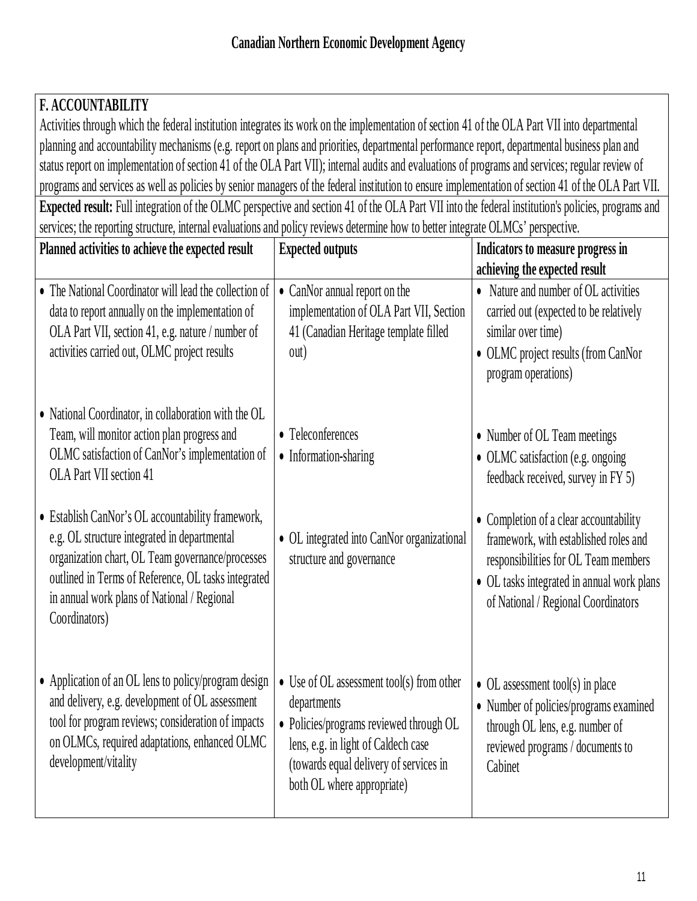## Canadian Northern Economic Development Agency

**F. ACCOUNTABILITY**

Activities through which the federal institution integrates its work on the implementation of section 41 of the OLA Part VII into departmental planning and accountability mechanisms (e.g. report on plans and priorities, departmental performance report, departmental business plan and status report on implementation of section 41 of the OLA Part VII); internal audits and evaluations of programs and services; regular review of programs and services as well as policies by senior managers of the federal institution to ensure implementation of section 41 of the OLA Part VII.

**Expected result:** Full integration of the OLMC perspective and section 41 of the OLA Part VII into the federal institution's policies, programs and services; the reporting structure, internal evaluations and policy reviews determine how to better integrate OLMCs' perspective.

| Planned activities to achieve the expected result | Expected outputs | Indicators to measure progress in achieving the expected result |
|---|---|---|
| • The National Coordinator will lead the collection of data to report annually on the implementation of OLA Part VII, section 41, e.g. nature / number of activities carried out, OLMC project results | • CanNor annual report on the implementation of OLA Part VII, Section 41 (Canadian Heritage template filled out) | • Nature and number of OL activities carried out (expected to be relatively similar over time)<br>• OLMC project results (from CanNor program operations) |
| • National Coordinator, in collaboration with the OL Team, will monitor action plan progress and OLMC satisfaction of CanNor's implementation of OLA Part VII section 41 | • Teleconferences<br>• Information-sharing | • Number of OL Team meetings<br>• OLMC satisfaction (e.g. ongoing feedback received, survey in FY 5) |
| • Establish CanNor's OL accountability framework, e.g. OL structure integrated in departmental organization chart, OL Team governance/processes outlined in Terms of Reference, OL tasks integrated in annual work plans of National / Regional Coordinators) | • OL integrated into CanNor organizational structure and governance | • Completion of a clear accountability framework, with established roles and responsibilities for OL Team members<br>• OL tasks integrated in annual work plans of National / Regional Coordinators |
| • Application of an OL lens to policy/program design and delivery, e.g. development of OL assessment tool for program reviews; consideration of impacts on OLMCs, required adaptations, enhanced OLMC development/vitality | • Use of OL assessment tool(s) from other departments<br>• Policies/programs reviewed through OL lens, e.g. in light of Caldech case (towards equal delivery of services in both OL where appropriate) | • OL assessment tool(s) in place<br>• Number of policies/programs examined through OL lens, e.g. number of reviewed programs / documents to Cabinet |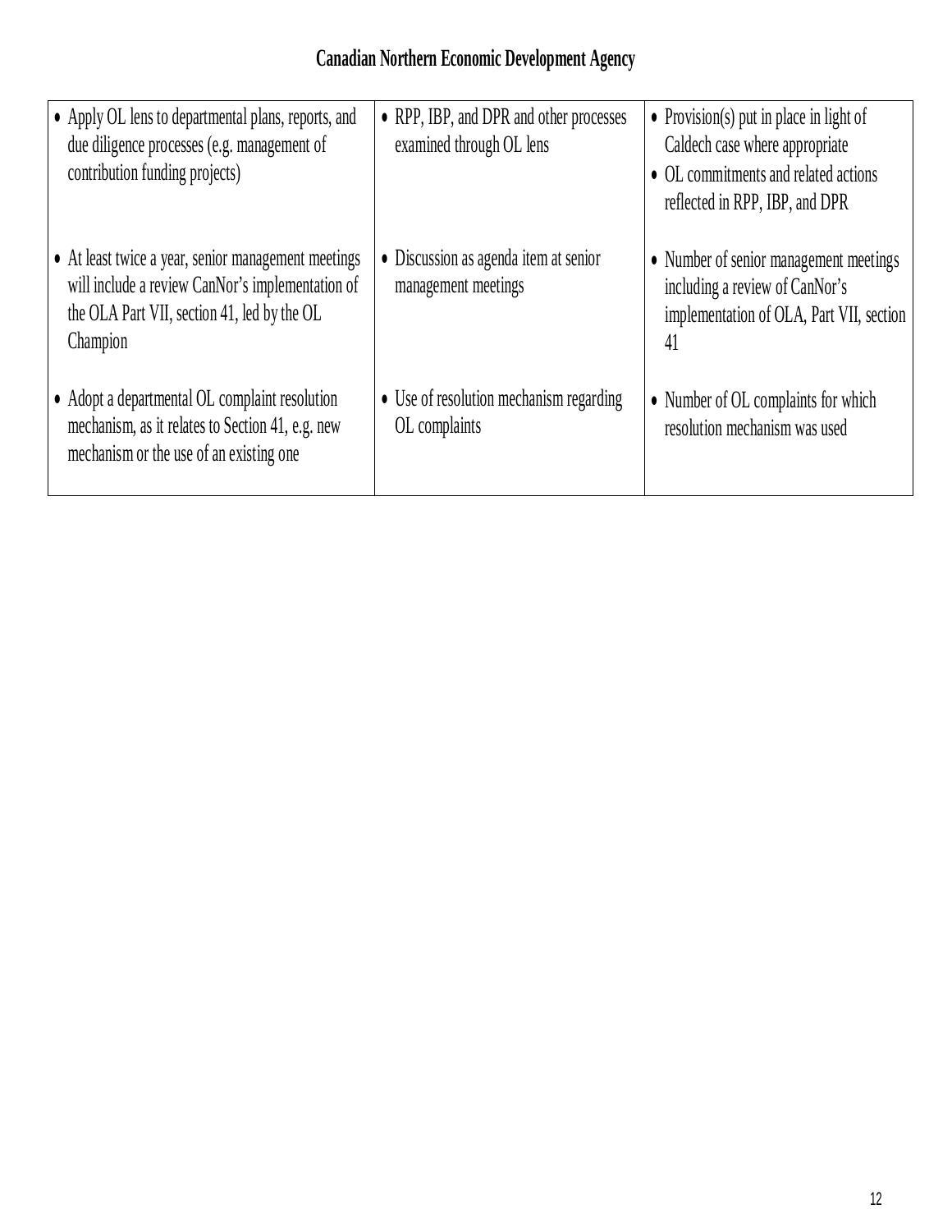| | | |
|---|---|---|
| • Apply OL lens to departmental plans, reports, and due diligence processes (e.g. management of contribution funding projects) | • RPP, IBP, and DPR and other processes examined through OL lens | • Provision(s) put in place in light of Caldech case where appropriate<br>• OL commitments and related actions reflected in RPP, IBP, and DPR |
| • At least twice a year, senior management meetings will include a review CanNor's implementation of the OLA Part VII, section 41, led by the OL Champion | • Discussion as agenda item at senior management meetings | • Number of senior management meetings including a review of CanNor's implementation of OLA, Part VII, section 41 |
| • Adopt a departmental OL complaint resolution mechanism, as it relates to Section 41, e.g. new mechanism or the use of an existing one | • Use of resolution mechanism regarding OL complaints | • Number of OL complaints for which resolution mechanism was used |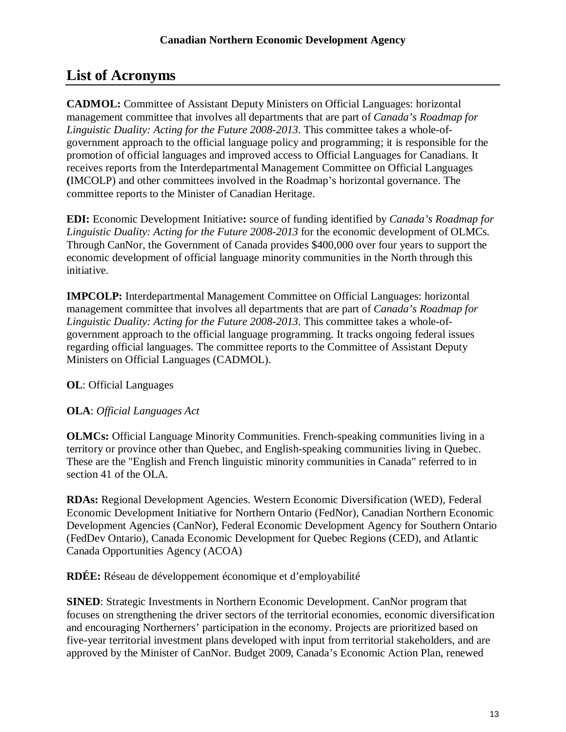## List of Acronyms

**CADMOL:** Committee of Assistant Deputy Ministers on Official Languages: horizontal management committee that involves all departments that are part of *Canada's Roadmap for Linguistic Duality: Acting for the Future 2008-2013*. This committee takes a whole-of-government approach to the official language policy and programming; it is responsible for the promotion of official languages and improved access to Official Languages for Canadians. It receives reports from the Interdepartmental Management Committee on Official Languages **(**IMCOLP) and other committees involved in the Roadmap's horizontal governance. The committee reports to the Minister of Canadian Heritage.

**EDI:** Economic Development Initiative**:** source of funding identified by *Canada's Roadmap for Linguistic Duality: Acting for the Future 2008-2013* for the economic development of OLMCs. Through CanNor, the Government of Canada provides $400,000 over four years to support the economic development of official language minority communities in the North through this initiative.

**IMPCOLP:** Interdepartmental Management Committee on Official Languages: horizontal management committee that involves all departments that are part of *Canada's Roadmap for Linguistic Duality: Acting for the Future 2008-2013*. This committee takes a whole-of-government approach to the official language programming. It tracks ongoing federal issues regarding official languages. The committee reports to the Committee of Assistant Deputy Ministers on Official Languages (CADMOL).

**OL**: Official Languages

**OLA**: *Official Languages Act*

**OLMCs:** Official Language Minority Communities. French-speaking communities living in a territory or province other than Quebec, and English-speaking communities living in Quebec. These are the "English and French linguistic minority communities in Canada" referred to in section 41 of the OLA.

**RDAs:** Regional Development Agencies. Western Economic Diversification (WED), Federal Economic Development Initiative for Northern Ontario (FedNor), Canadian Northern Economic Development Agencies (CanNor), Federal Economic Development Agency for Southern Ontario (FedDev Ontario), Canada Economic Development for Quebec Regions (CED), and Atlantic Canada Opportunities Agency (ACOA)

**RDÉE:** Réseau de développement économique et d'employabilité

**SINED**: Strategic Investments in Northern Economic Development. CanNor program that focuses on strengthening the driver sectors of the territorial economies, economic diversification and encouraging Northerners' participation in the economy. Projects are prioritized based on five-year territorial investment plans developed with input from territorial stakeholders, and are approved by the Minister of CanNor. Budget 2009, Canada's Economic Action Plan, renewed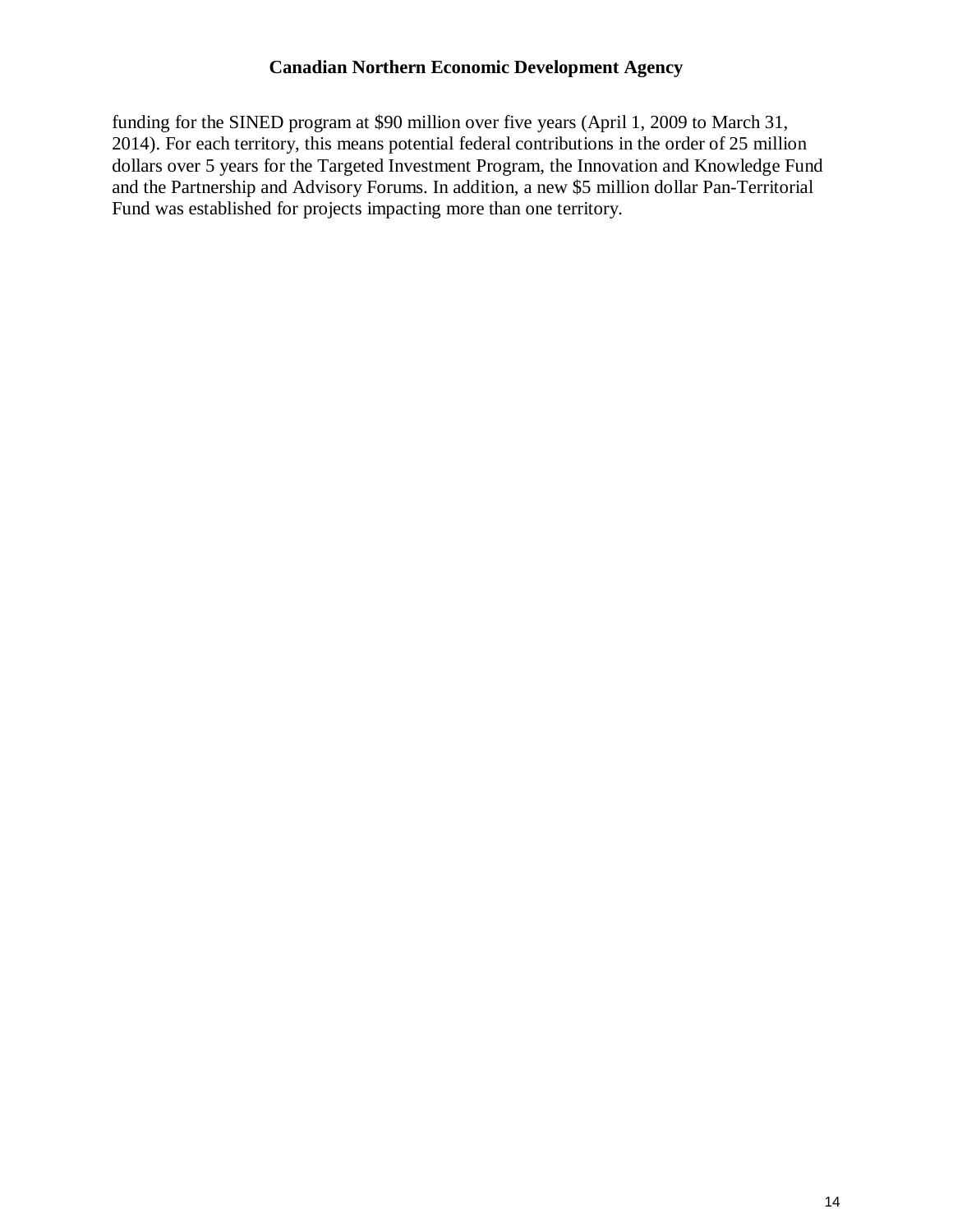funding for the SINED program at $90 million over five years (April 1, 2009 to March 31, 2014). For each territory, this means potential federal contributions in the order of 25 million dollars over 5 years for the Targeted Investment Program, the Innovation and Knowledge Fund and the Partnership and Advisory Forums. In addition, a new $5 million dollar Pan-Territorial Fund was established for projects impacting more than one territory.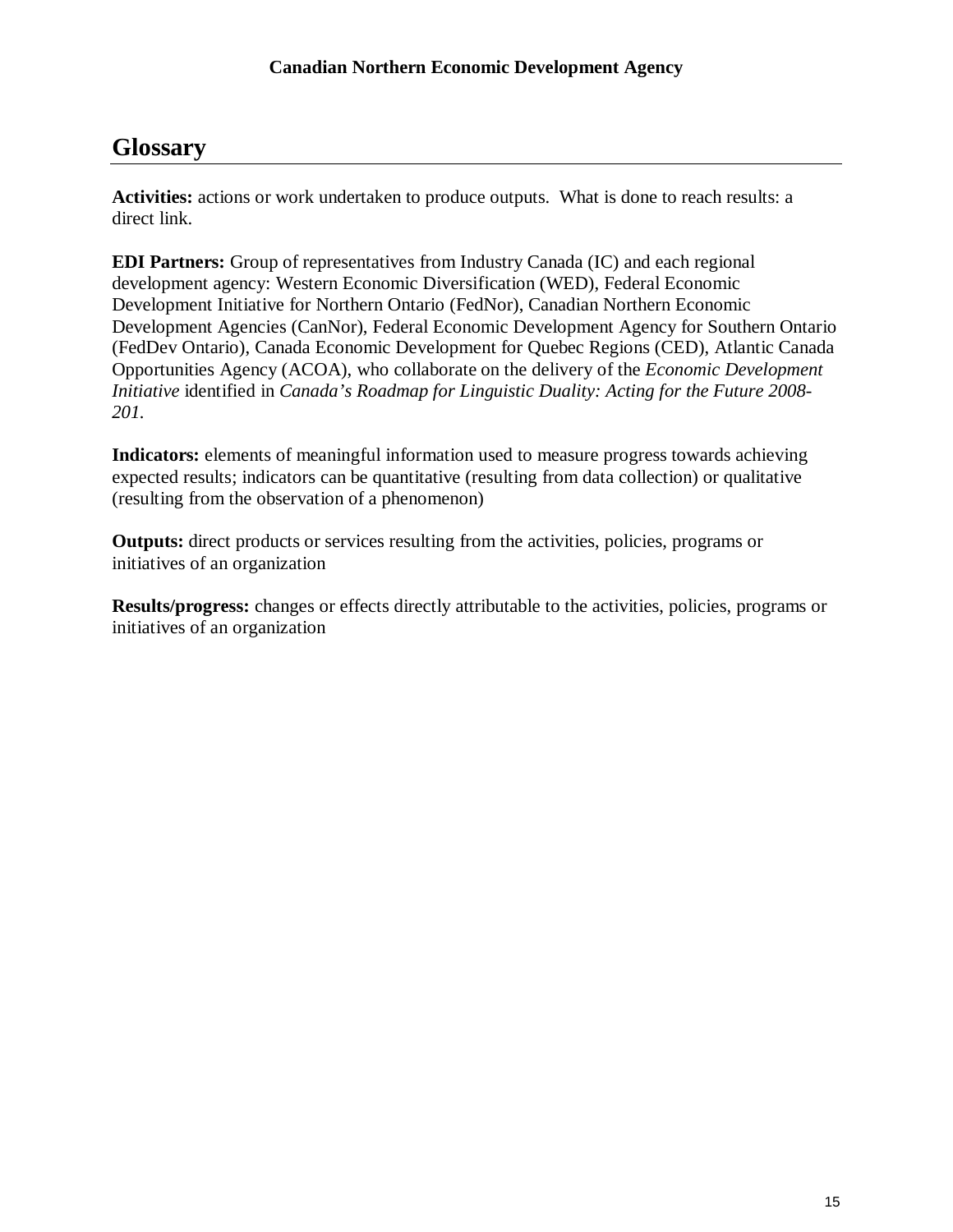## Glossary

**Activities:** actions or work undertaken to produce outputs. What is done to reach results: a direct link.

**EDI Partners:** Group of representatives from Industry Canada (IC) and each regional development agency: Western Economic Diversification (WED), Federal Economic Development Initiative for Northern Ontario (FedNor), Canadian Northern Economic Development Agencies (CanNor), Federal Economic Development Agency for Southern Ontario (FedDev Ontario), Canada Economic Development for Quebec Regions (CED), Atlantic Canada Opportunities Agency (ACOA), who collaborate on the delivery of the *Economic Development Initiative* identified in *Canada's Roadmap for Linguistic Duality: Acting for the Future 2008-201.*

**Indicators:** elements of meaningful information used to measure progress towards achieving expected results; indicators can be quantitative (resulting from data collection) or qualitative (resulting from the observation of a phenomenon)

**Outputs:** direct products or services resulting from the activities, policies, programs or initiatives of an organization

**Results/progress:** changes or effects directly attributable to the activities, policies, programs or initiatives of an organization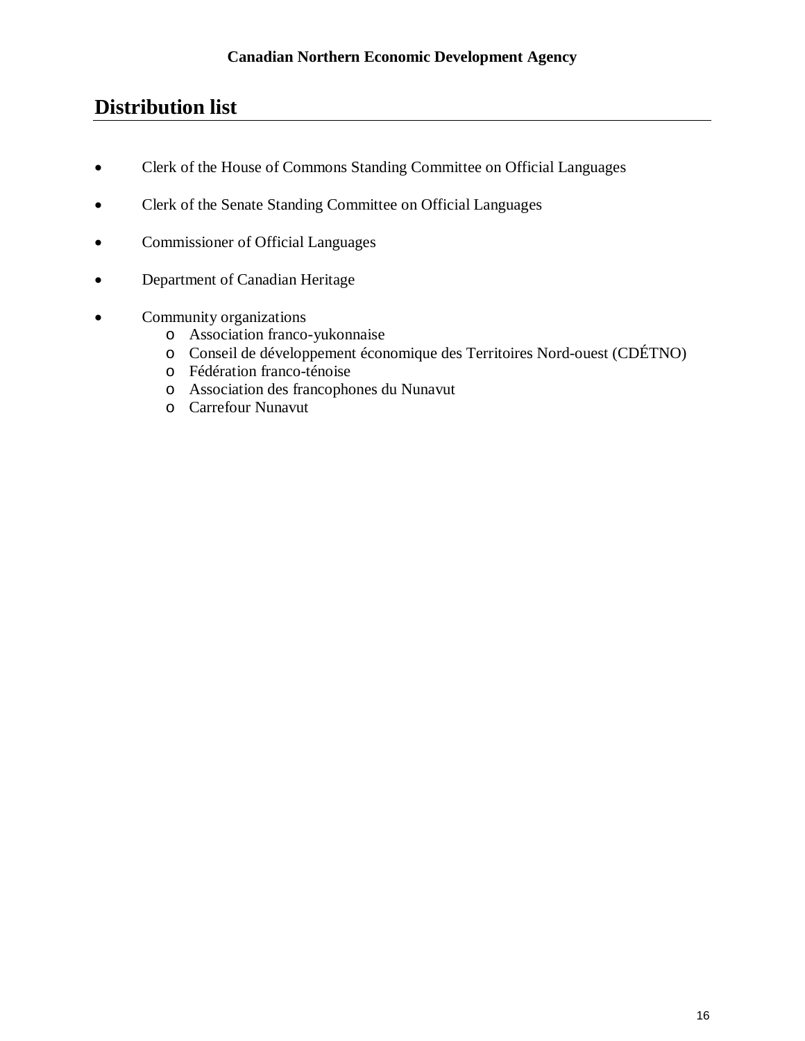## Distribution list

- Clerk of the House of Commons Standing Committee on Official Languages
- Clerk of the Senate Standing Committee on Official Languages
- Commissioner of Official Languages
- Department of Canadian Heritage
- Community organizations
  - Association franco-yukonnaise
  - Conseil de développement économique des Territoires Nord-ouest (CDÉTNO)
  - Fédération franco-ténoise
  - Association des francophones du Nunavut
  - Carrefour Nunavut